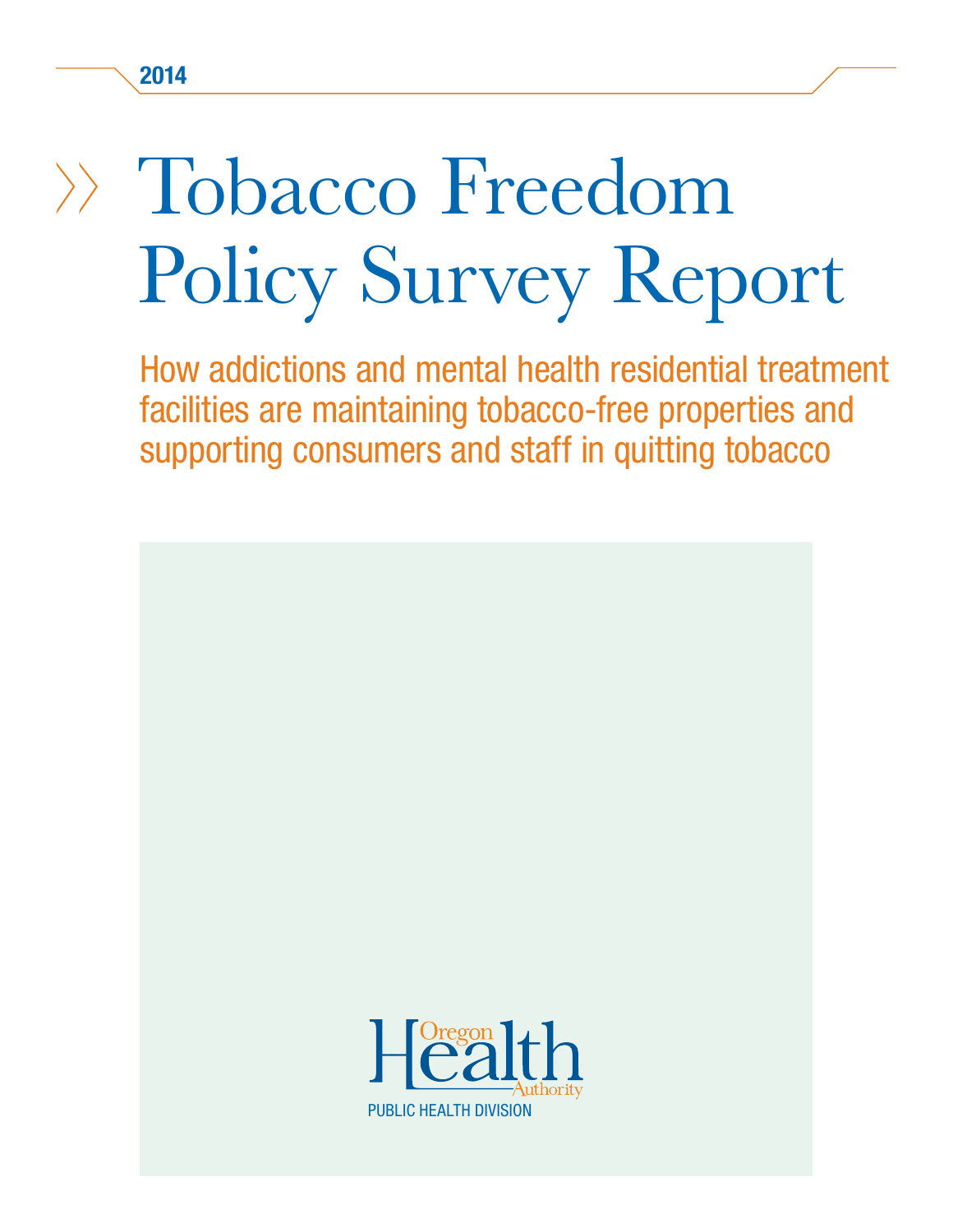2014

# Tobacco Freedom Policy Survey Report

## How addictions and mental health residential treatment facilities are maintaining tobacco-free properties and supporting consumers and staff in quitting tobacco

Oregon Health Authority

PUBLIC HEALTH DIVISION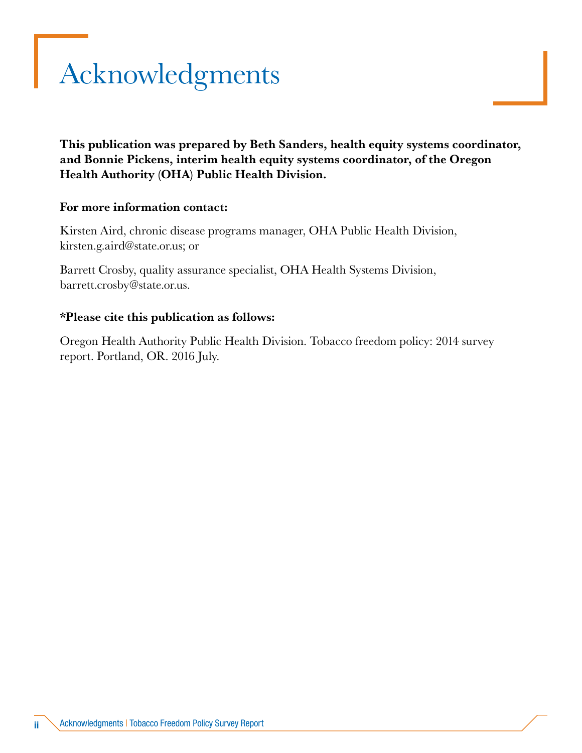# Acknowledgments

**This publication was prepared by Beth Sanders, health equity systems coordinator, and Bonnie Pickens, interim health equity systems coordinator, of the Oregon Health Authority (OHA) Public Health Division.**

**For more information contact:**

Kirsten Aird, chronic disease programs manager, OHA Public Health Division, kirsten.g.aird@state.or.us; or

Barrett Crosby, quality assurance specialist, OHA Health Systems Division, barrett.crosby@state.or.us.

***Please cite this publication as follows:**

Oregon Health Authority Public Health Division. Tobacco freedom policy: 2014 survey report. Portland, OR. 2016 July.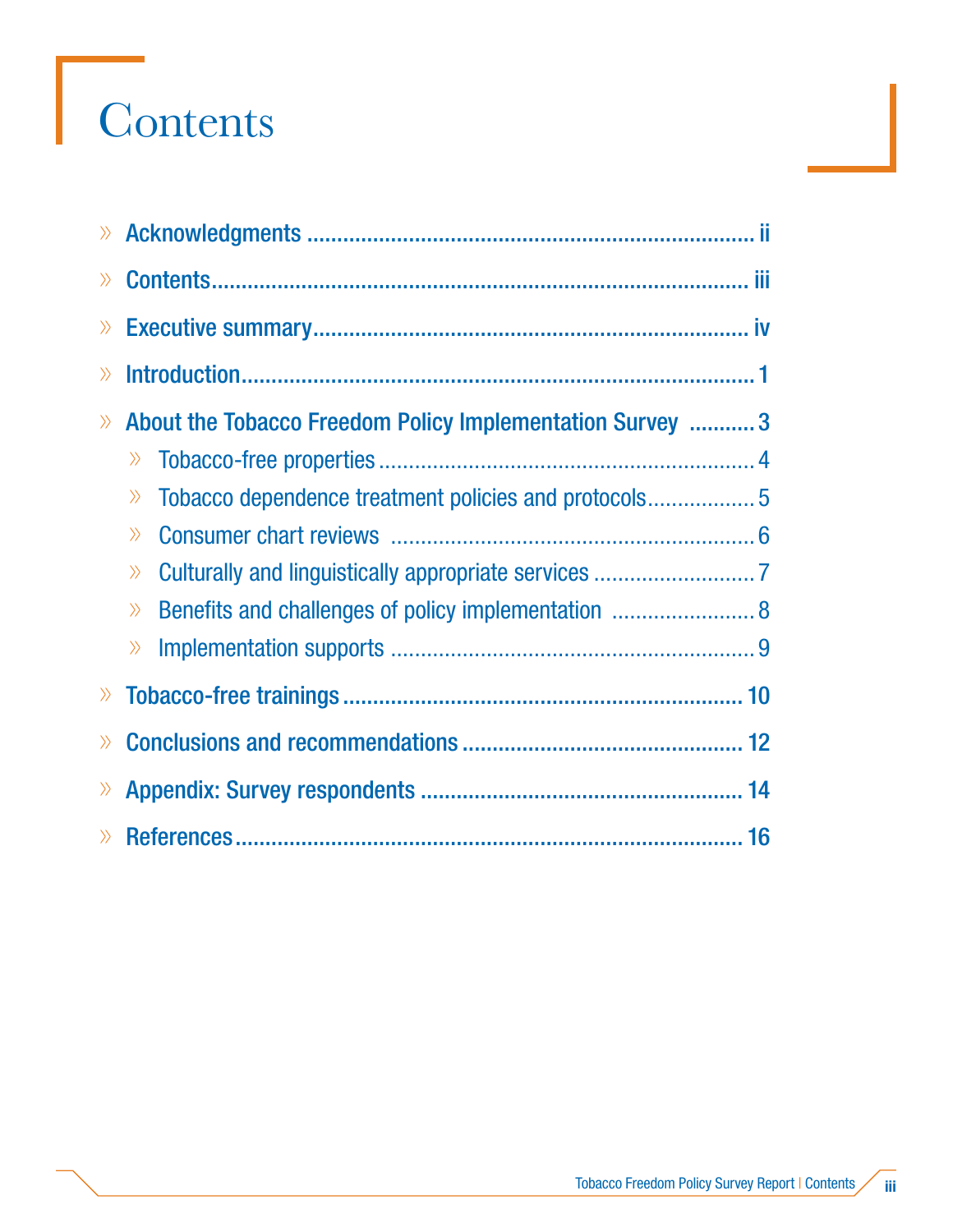# Contents

- Acknowledgments ii
- Contents iii
- Executive summary iv
- Introduction 1
- About the Tobacco Freedom Policy Implementation Survey 3
  - Tobacco-free properties 4
  - Tobacco dependence treatment policies and protocols 5
  - Consumer chart reviews 6
  - Culturally and linguistically appropriate services 7
  - Benefits and challenges of policy implementation 8
  - Implementation supports 9
- Tobacco-free trainings 10
- Conclusions and recommendations 12
- Appendix: Survey respondents 14
- References 16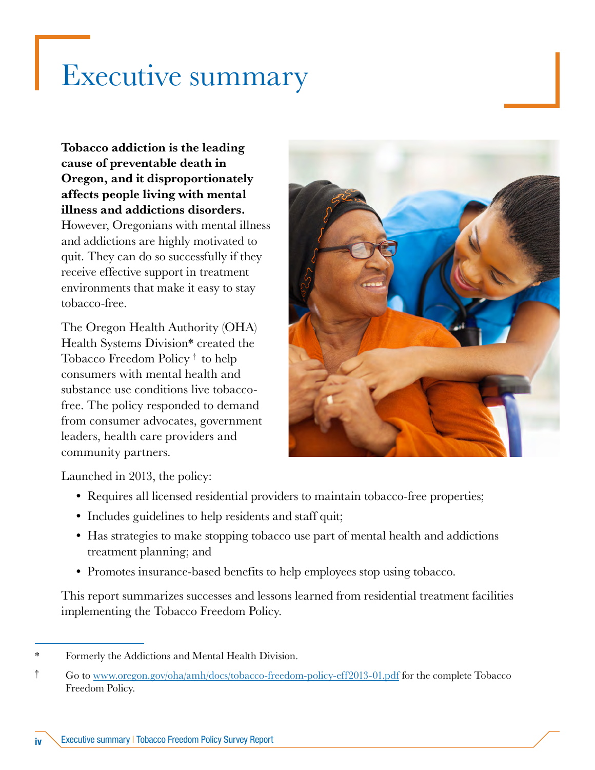# Executive summary

**Tobacco addiction is the leading cause of preventable death in Oregon, and it disproportionately affects people living with mental illness and addictions disorders.** However, Oregonians with mental illness and addictions are highly motivated to quit. They can do so successfully if they receive effective support in treatment environments that make it easy to stay tobacco-free.

The Oregon Health Authority (OHA) Health Systems Division* created the Tobacco Freedom Policy † to help consumers with mental health and substance use conditions live tobacco-free. The policy responded to demand from consumer advocates, government leaders, health care providers and community partners.

Launched in 2013, the policy:

- Requires all licensed residential providers to maintain tobacco-free properties;
- Includes guidelines to help residents and staff quit;
- Has strategies to make stopping tobacco use part of mental health and addictions treatment planning; and
- Promotes insurance-based benefits to help employees stop using tobacco.

This report summarizes successes and lessons learned from residential treatment facilities implementing the Tobacco Freedom Policy.

---

\* Formerly the Addictions and Mental Health Division.

† Go to www.oregon.gov/oha/amh/docs/tobacco-freedom-policy-eff2013-01.pdf for the complete Tobacco Freedom Policy.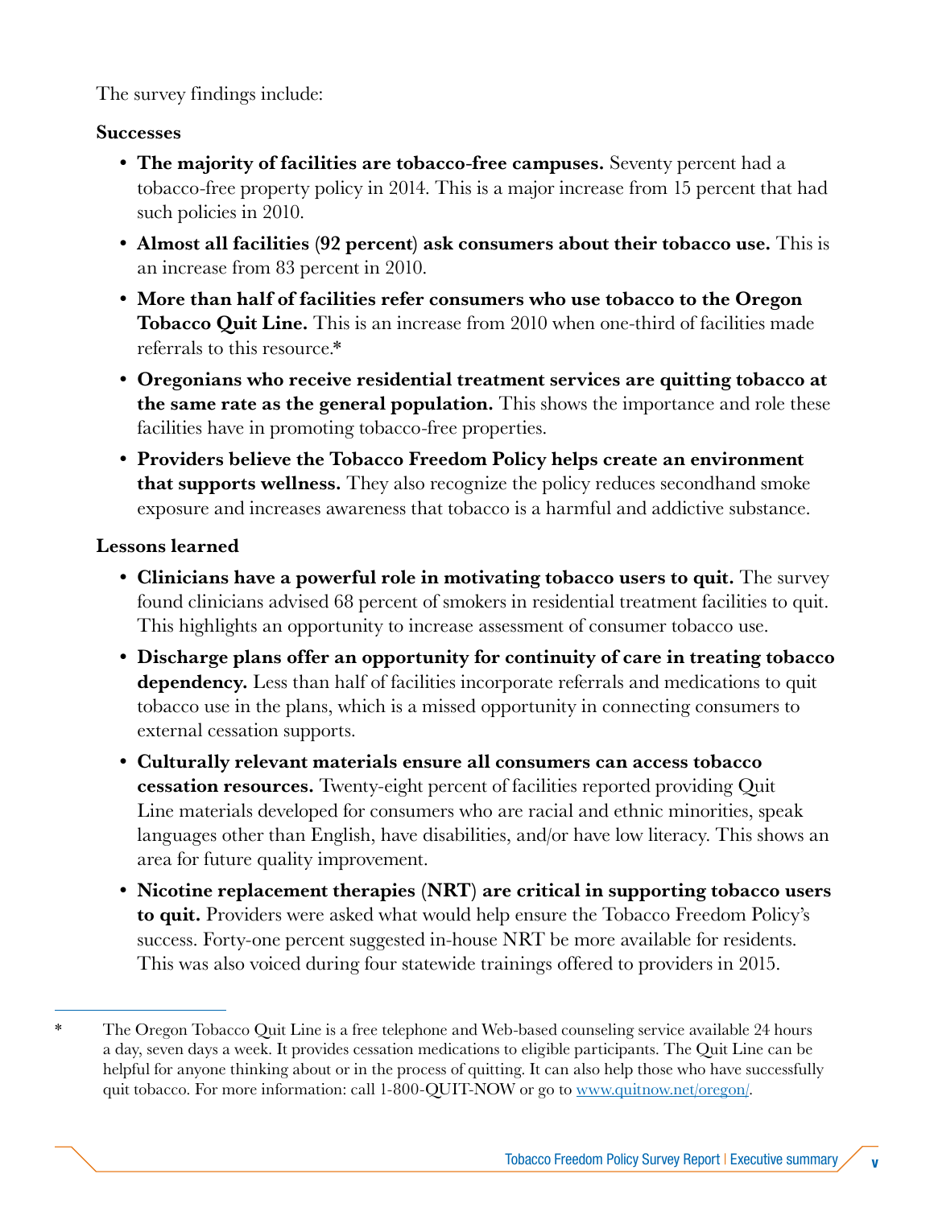The survey findings include:

**Successes**

- **The majority of facilities are tobacco-free campuses.** Seventy percent had a tobacco-free property policy in 2014. This is a major increase from 15 percent that had such policies in 2010.
- **Almost all facilities (92 percent) ask consumers about their tobacco use.** This is an increase from 83 percent in 2010.
- **More than half of facilities refer consumers who use tobacco to the Oregon Tobacco Quit Line.** This is an increase from 2010 when one-third of facilities made referrals to this resource.*
- **Oregonians who receive residential treatment services are quitting tobacco at the same rate as the general population.** This shows the importance and role these facilities have in promoting tobacco-free properties.
- **Providers believe the Tobacco Freedom Policy helps create an environment that supports wellness.** They also recognize the policy reduces secondhand smoke exposure and increases awareness that tobacco is a harmful and addictive substance.

**Lessons learned**

- **Clinicians have a powerful role in motivating tobacco users to quit.** The survey found clinicians advised 68 percent of smokers in residential treatment facilities to quit. This highlights an opportunity to increase assessment of consumer tobacco use.
- **Discharge plans offer an opportunity for continuity of care in treating tobacco dependency.** Less than half of facilities incorporate referrals and medications to quit tobacco use in the plans, which is a missed opportunity in connecting consumers to external cessation supports.
- **Culturally relevant materials ensure all consumers can access tobacco cessation resources.** Twenty-eight percent of facilities reported providing Quit Line materials developed for consumers who are racial and ethnic minorities, speak languages other than English, have disabilities, and/or have low literacy. This shows an area for future quality improvement.
- **Nicotine replacement therapies (NRT) are critical in supporting tobacco users to quit.** Providers were asked what would help ensure the Tobacco Freedom Policy's success. Forty-one percent suggested in-house NRT be more available for residents. This was also voiced during four statewide trainings offered to providers in 2015.

---

\* The Oregon Tobacco Quit Line is a free telephone and Web-based counseling service available 24 hours a day, seven days a week. It provides cessation medications to eligible participants. The Quit Line can be helpful for anyone thinking about or in the process of quitting. It can also help those who have successfully quit tobacco. For more information: call 1-800-QUIT-NOW or go to [www.quitnow.net/oregon/](http://www.quitnow.net/oregon/).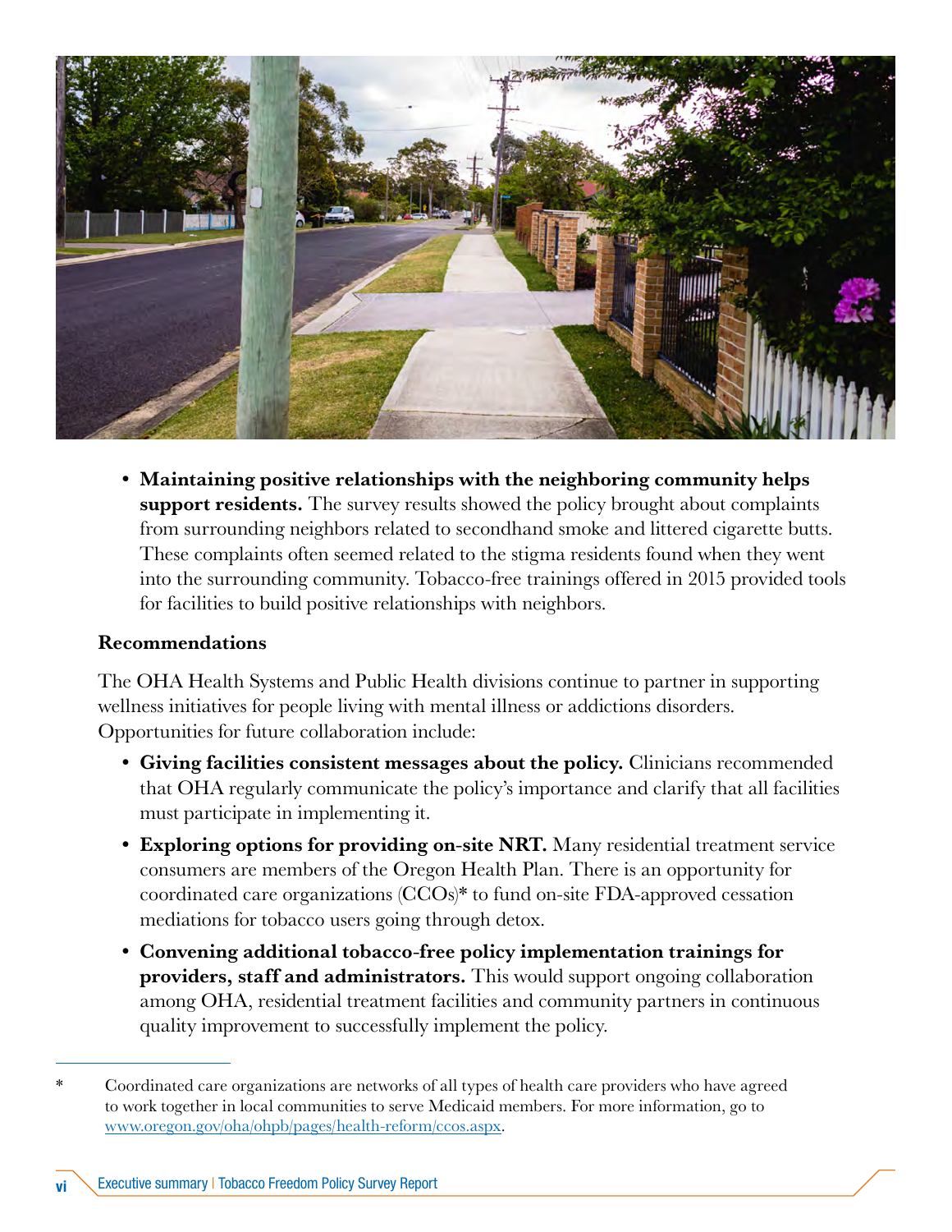- **Maintaining positive relationships with the neighboring community helps support residents.** The survey results showed the policy brought about complaints from surrounding neighbors related to secondhand smoke and littered cigarette butts. These complaints often seemed related to the stigma residents found when they went into the surrounding community. Tobacco-free trainings offered in 2015 provided tools for facilities to build positive relationships with neighbors.

**Recommendations**

The OHA Health Systems and Public Health divisions continue to partner in supporting wellness initiatives for people living with mental illness or addictions disorders. Opportunities for future collaboration include:

- **Giving facilities consistent messages about the policy.** Clinicians recommended that OHA regularly communicate the policy's importance and clarify that all facilities must participate in implementing it.
- **Exploring options for providing on-site NRT.** Many residential treatment service consumers are members of the Oregon Health Plan. There is an opportunity for coordinated care organizations (CCOs)* to fund on-site FDA-approved cessation mediations for tobacco users going through detox.
- **Convening additional tobacco-free policy implementation trainings for providers, staff and administrators.** This would support ongoing collaboration among OHA, residential treatment facilities and community partners in continuous quality improvement to successfully implement the policy.

---

\* Coordinated care organizations are networks of all types of health care providers who have agreed to work together in local communities to serve Medicaid members. For more information, go to www.oregon.gov/oha/ohpb/pages/health-reform/ccos.aspx.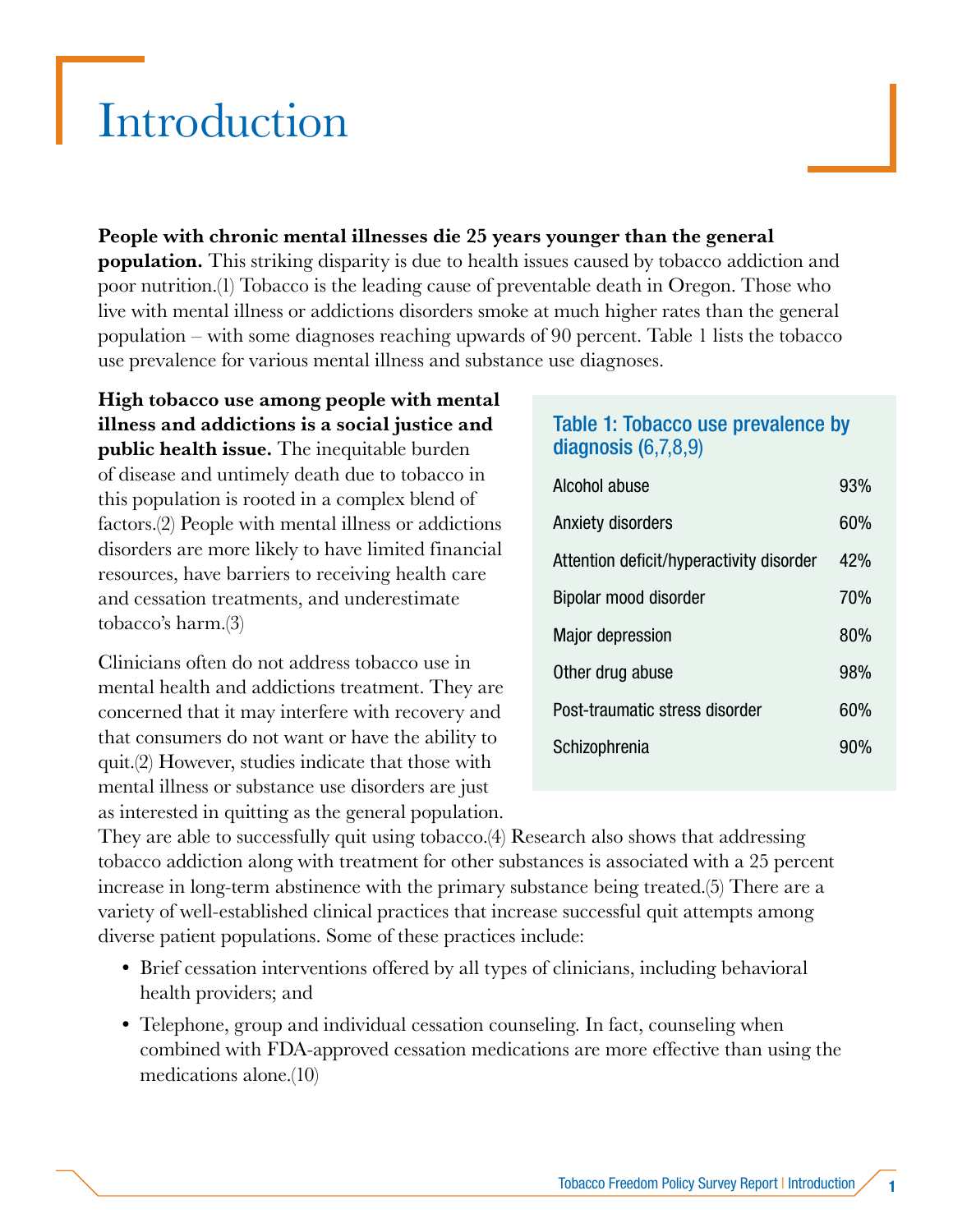# Introduction

**People with chronic mental illnesses die 25 years younger than the general population.** This striking disparity is due to health issues caused by tobacco addiction and poor nutrition.(1) Tobacco is the leading cause of preventable death in Oregon. Those who live with mental illness or addictions disorders smoke at much higher rates than the general population – with some diagnoses reaching upwards of 90 percent. Table 1 lists the tobacco use prevalence for various mental illness and substance use diagnoses.

**High tobacco use among people with mental illness and addictions is a social justice and public health issue.** The inequitable burden of disease and untimely death due to tobacco in this population is rooted in a complex blend of factors.(2) People with mental illness or addictions disorders are more likely to have limited financial resources, have barriers to receiving health care and cessation treatments, and underestimate tobacco's harm.(3)

**Table 1: Tobacco use prevalence by diagnosis (6,7,8,9)**

| Diagnosis | Prevalence |
|---|---|
| Alcohol abuse | 93% |
| Anxiety disorders | 60% |
| Attention deficit/hyperactivity disorder | 42% |
| Bipolar mood disorder | 70% |
| Major depression | 80% |
| Other drug abuse | 98% |
| Post-traumatic stress disorder | 60% |
| Schizophrenia | 90% |

Clinicians often do not address tobacco use in mental health and addictions treatment. They are concerned that it may interfere with recovery and that consumers do not want or have the ability to quit.(2) However, studies indicate that those with mental illness or substance use disorders are just as interested in quitting as the general population. They are able to successfully quit using tobacco.(4) Research also shows that addressing tobacco addiction along with treatment for other substances is associated with a 25 percent increase in long-term abstinence with the primary substance being treated.(5) There are a variety of well-established clinical practices that increase successful quit attempts among diverse patient populations. Some of these practices include:

- Brief cessation interventions offered by all types of clinicians, including behavioral health providers; and
- Telephone, group and individual cessation counseling. In fact, counseling when combined with FDA-approved cessation medications are more effective than using the medications alone.(10)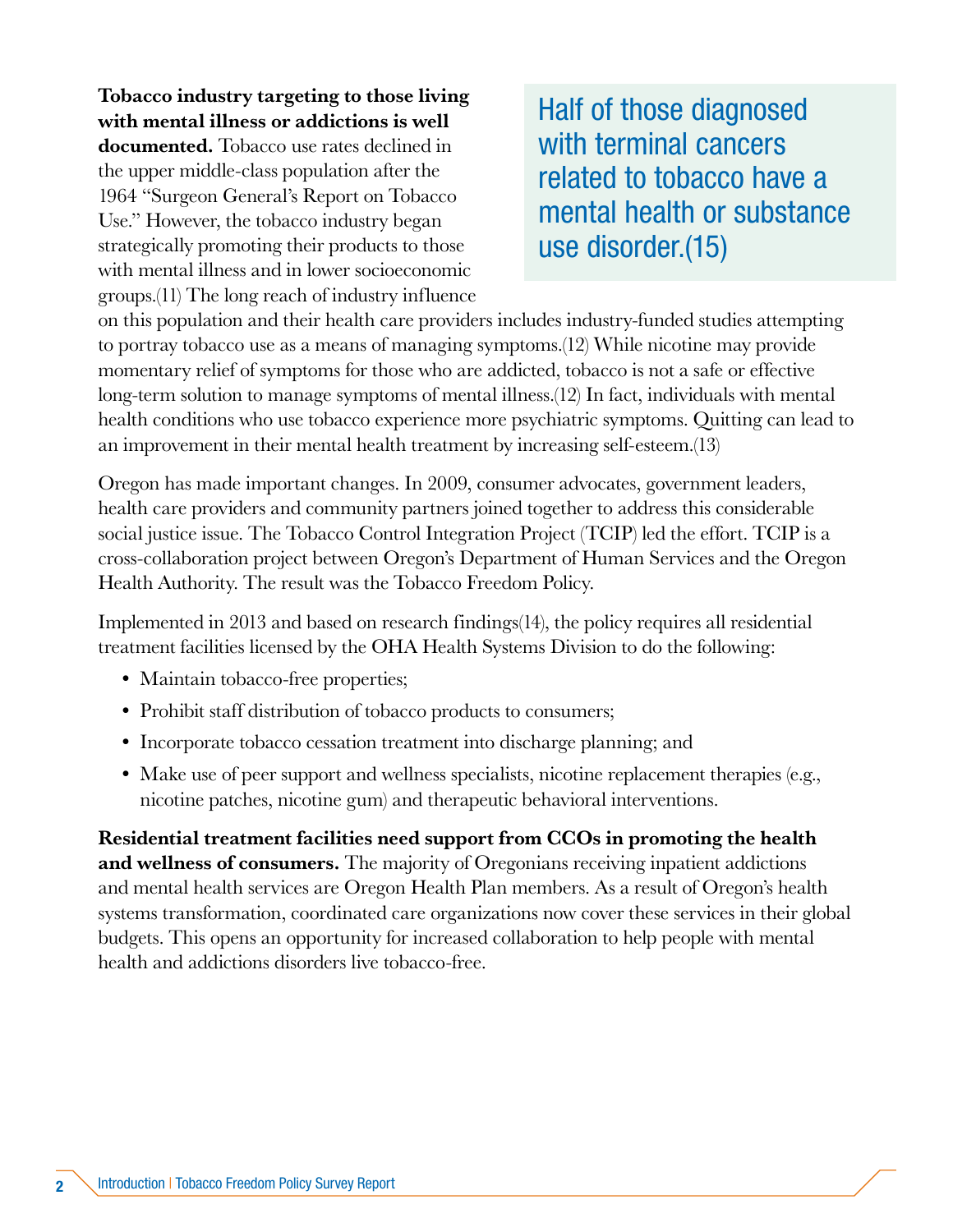**Tobacco industry targeting to those living with mental illness or addictions is well documented.** Tobacco use rates declined in the upper middle-class population after the 1964 "Surgeon General's Report on Tobacco Use." However, the tobacco industry began strategically promoting their products to those with mental illness and in lower socioeconomic groups.(11) The long reach of industry influence on this population and their health care providers includes industry-funded studies attempting to portray tobacco use as a means of managing symptoms.(12) While nicotine may provide momentary relief of symptoms for those who are addicted, tobacco is not a safe or effective long-term solution to manage symptoms of mental illness.(12) In fact, individuals with mental health conditions who use tobacco experience more psychiatric symptoms. Quitting can lead to an improvement in their mental health treatment by increasing self-esteem.(13)

> Half of those diagnosed with terminal cancers related to tobacco have a mental health or substance use disorder.(15)

Oregon has made important changes. In 2009, consumer advocates, government leaders, health care providers and community partners joined together to address this considerable social justice issue. The Tobacco Control Integration Project (TCIP) led the effort. TCIP is a cross-collaboration project between Oregon's Department of Human Services and the Oregon Health Authority. The result was the Tobacco Freedom Policy.

Implemented in 2013 and based on research findings(14), the policy requires all residential treatment facilities licensed by the OHA Health Systems Division to do the following:

- Maintain tobacco-free properties;
- Prohibit staff distribution of tobacco products to consumers;
- Incorporate tobacco cessation treatment into discharge planning; and
- Make use of peer support and wellness specialists, nicotine replacement therapies (e.g., nicotine patches, nicotine gum) and therapeutic behavioral interventions.

**Residential treatment facilities need support from CCOs in promoting the health and wellness of consumers.** The majority of Oregonians receiving inpatient addictions and mental health services are Oregon Health Plan members. As a result of Oregon's health systems transformation, coordinated care organizations now cover these services in their global budgets. This opens an opportunity for increased collaboration to help people with mental health and addictions disorders live tobacco-free.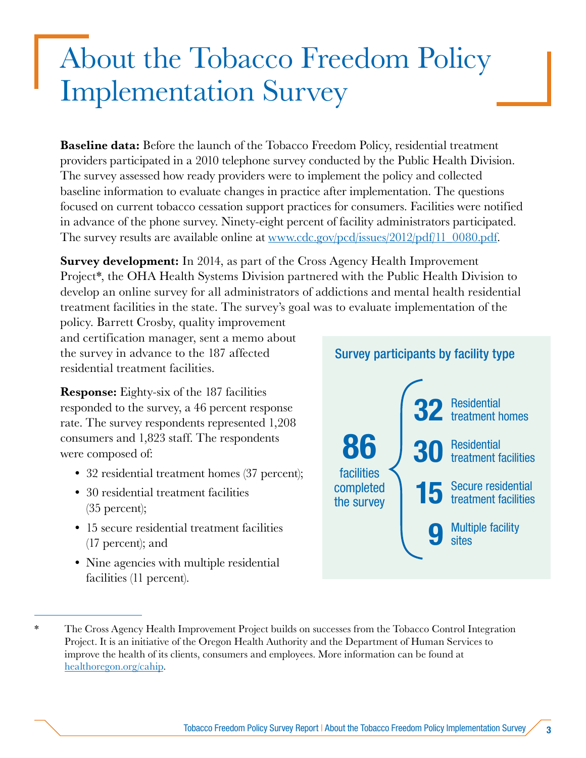# About the Tobacco Freedom Policy Implementation Survey

**Baseline data:** Before the launch of the Tobacco Freedom Policy, residential treatment providers participated in a 2010 telephone survey conducted by the Public Health Division. The survey assessed how ready providers were to implement the policy and collected baseline information to evaluate changes in practice after implementation. The questions focused on current tobacco cessation support practices for consumers. Facilities were notified in advance of the phone survey. Ninety-eight percent of facility administrators participated. The survey results are available online at www.cdc.gov/pcd/issues/2012/pdf/11_0080.pdf.

**Survey development:** In 2014, as part of the Cross Agency Health Improvement Project*, the OHA Health Systems Division partnered with the Public Health Division to develop an online survey for all administrators of addictions and mental health residential treatment facilities in the state. The survey's goal was to evaluate implementation of the policy. Barrett Crosby, quality improvement and certification manager, sent a memo about the survey in advance to the 187 affected residential treatment facilities.

**Response:** Eighty-six of the 187 facilities responded to the survey, a 46 percent response rate. The survey respondents represented 1,208 consumers and 1,823 staff. The respondents were composed of:

- 32 residential treatment homes (37 percent);
- 30 residential treatment facilities (35 percent);
- 15 secure residential treatment facilities (17 percent); and
- Nine agencies with multiple residential facilities (11 percent).

**Survey participants by facility type**

**86** facilities completed the survey

- **32** Residential treatment homes
- **30** Residential treatment facilities
- **15** Secure residential treatment facilities
- **9** Multiple facility sites

---

\* The Cross Agency Health Improvement Project builds on successes from the Tobacco Control Integration Project. It is an initiative of the Oregon Health Authority and the Department of Human Services to improve the health of its clients, consumers and employees. More information can be found at healthoregon.org/cahip.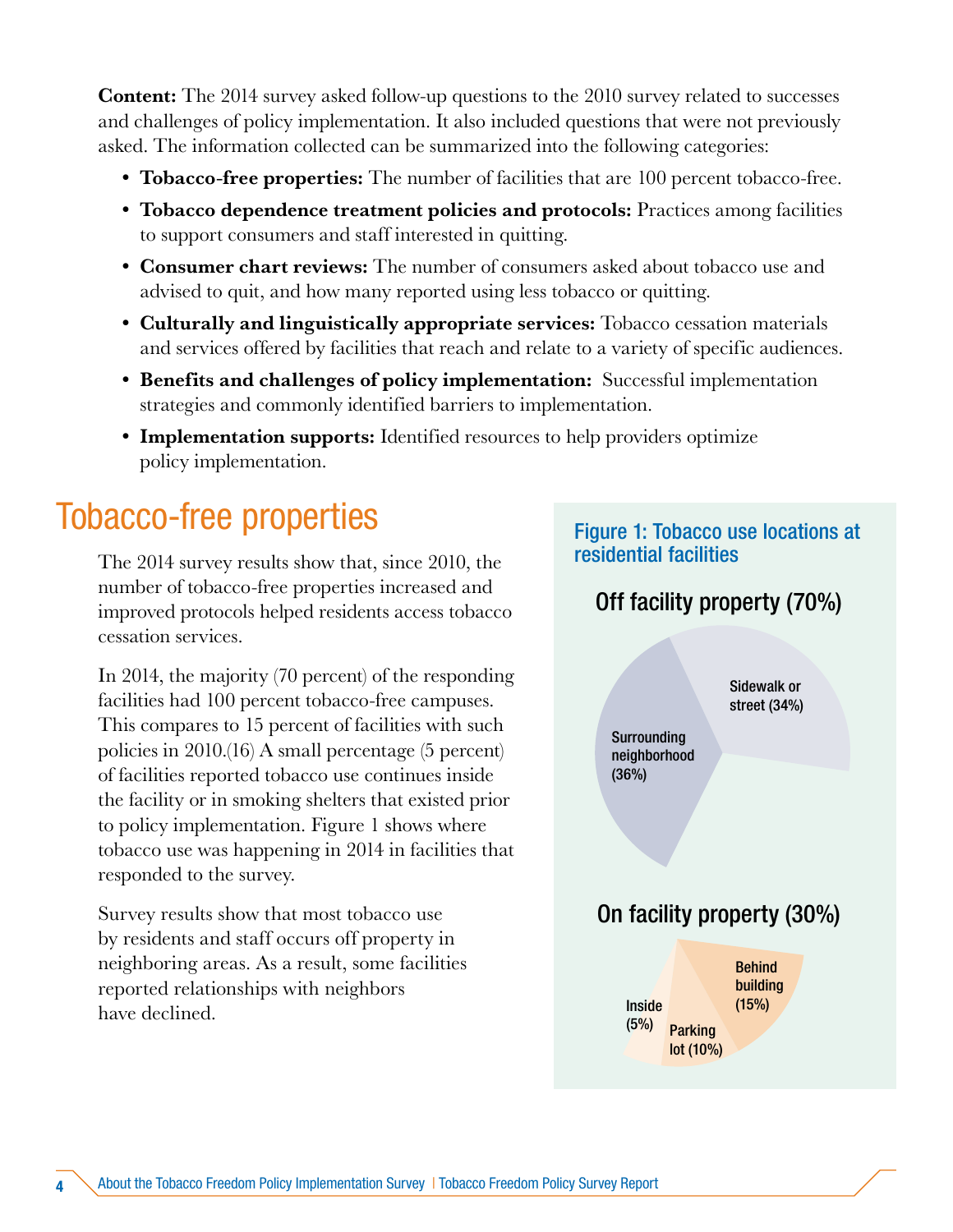**Content:** The 2014 survey asked follow-up questions to the 2010 survey related to successes and challenges of policy implementation. It also included questions that were not previously asked. The information collected can be summarized into the following categories:

- **Tobacco-free properties:** The number of facilities that are 100 percent tobacco-free.
- **Tobacco dependence treatment policies and protocols:** Practices among facilities to support consumers and staff interested in quitting.
- **Consumer chart reviews:** The number of consumers asked about tobacco use and advised to quit, and how many reported using less tobacco or quitting.
- **Culturally and linguistically appropriate services:** Tobacco cessation materials and services offered by facilities that reach and relate to a variety of specific audiences.
- **Benefits and challenges of policy implementation:** Successful implementation strategies and commonly identified barriers to implementation.
- **Implementation supports:** Identified resources to help providers optimize policy implementation.

# Tobacco-free properties

The 2014 survey results show that, since 2010, the number of tobacco-free properties increased and improved protocols helped residents access tobacco cessation services.

In 2014, the majority (70 percent) of the responding facilities had 100 percent tobacco-free campuses. This compares to 15 percent of facilities with such policies in 2010.(16) A small percentage (5 percent) of facilities reported tobacco use continues inside the facility or in smoking shelters that existed prior to policy implementation. Figure 1 shows where tobacco use was happening in 2014 in facilities that responded to the survey.

Survey results show that most tobacco use by residents and staff occurs off property in neighboring areas. As a result, some facilities reported relationships with neighbors have declined.

**Figure 1: Tobacco use locations at residential facilities**

Off facility property (70%)

- Sidewalk or street (34%)
- Surrounding neighborhood (36%)

On facility property (30%)

- Behind building (15%)
- Parking lot (10%)
- Inside (5%)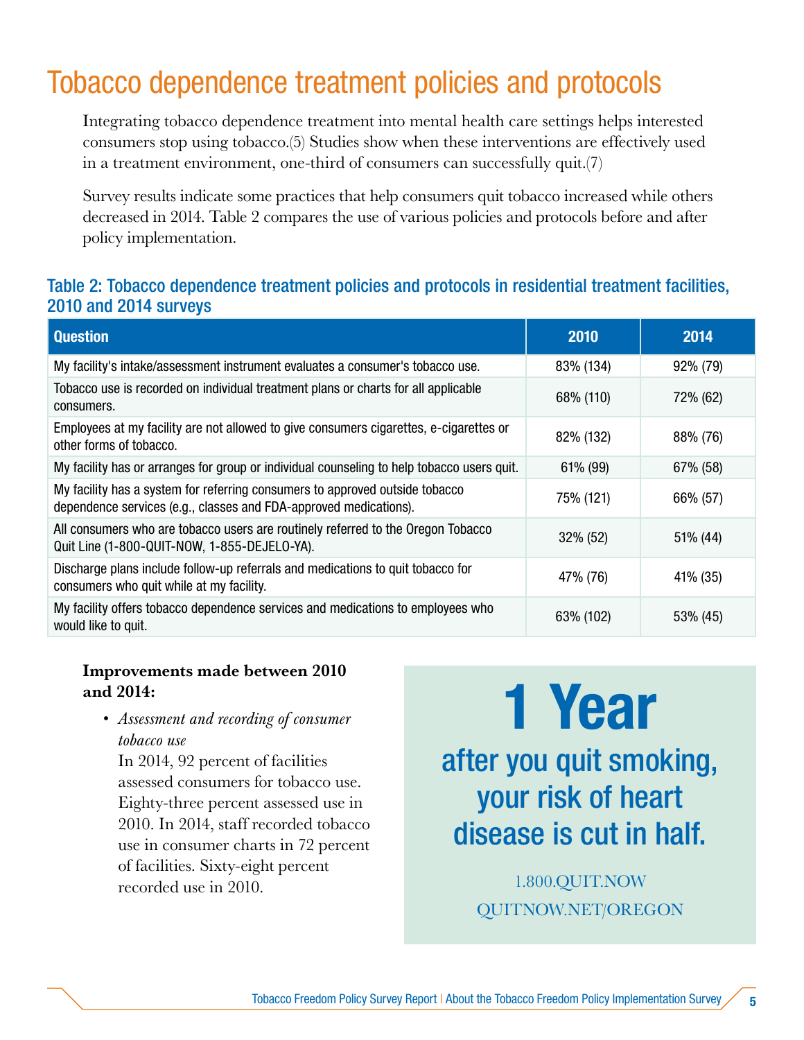# Tobacco dependence treatment policies and protocols

Integrating tobacco dependence treatment into mental health care settings helps interested consumers stop using tobacco.(5) Studies show when these interventions are effectively used in a treatment environment, one-third of consumers can successfully quit.(7)

Survey results indicate some practices that help consumers quit tobacco increased while others decreased in 2014. Table 2 compares the use of various policies and protocols before and after policy implementation.

### Table 2: Tobacco dependence treatment policies and protocols in residential treatment facilities, 2010 and 2014 surveys

| Question | 2010 | 2014 |
|---|---|---|
| My facility's intake/assessment instrument evaluates a consumer's tobacco use. | 83% (134) | 92% (79) |
| Tobacco use is recorded on individual treatment plans or charts for all applicable consumers. | 68% (110) | 72% (62) |
| Employees at my facility are not allowed to give consumers cigarettes, e-cigarettes or other forms of tobacco. | 82% (132) | 88% (76) |
| My facility has or arranges for group or individual counseling to help tobacco users quit. | 61% (99) | 67% (58) |
| My facility has a system for referring consumers to approved outside tobacco dependence services (e.g., classes and FDA-approved medications). | 75% (121) | 66% (57) |
| All consumers who are tobacco users are routinely referred to the Oregon Tobacco Quit Line (1-800-QUIT-NOW, 1-855-DEJELO-YA). | 32% (52) | 51% (44) |
| Discharge plans include follow-up referrals and medications to quit tobacco for consumers who quit while at my facility. | 47% (76) | 41% (35) |
| My facility offers tobacco dependence services and medications to employees who would like to quit. | 63% (102) | 53% (45) |

**Improvements made between 2010 and 2014:**

- *Assessment and recording of consumer tobacco use*
  In 2014, 92 percent of facilities assessed consumers for tobacco use. Eighty-three percent assessed use in 2010. In 2014, staff recorded tobacco use in consumer charts in 72 percent of facilities. Sixty-eight percent recorded use in 2010.

**1 Year**

after you quit smoking, your risk of heart disease is cut in half.

1.800.QUIT.NOW
QUITNOW.NET/OREGON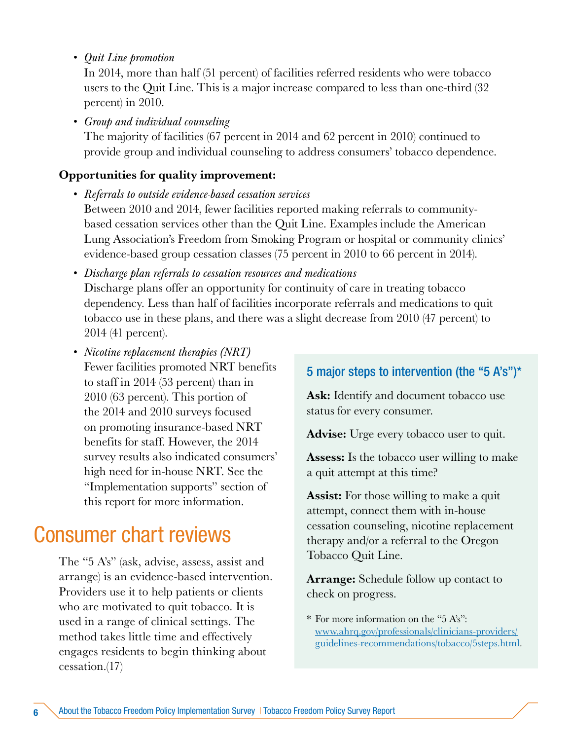- *Quit Line promotion*
  In 2014, more than half (51 percent) of facilities referred residents who were tobacco users to the Quit Line. This is a major increase compared to less than one-third (32 percent) in 2010.
- *Group and individual counseling*
  The majority of facilities (67 percent in 2014 and 62 percent in 2010) continued to provide group and individual counseling to address consumers' tobacco dependence.

**Opportunities for quality improvement:**

- *Referrals to outside evidence-based cessation services*
  Between 2010 and 2014, fewer facilities reported making referrals to community-based cessation services other than the Quit Line. Examples include the American Lung Association's Freedom from Smoking Program or hospital or community clinics' evidence-based group cessation classes (75 percent in 2010 to 66 percent in 2014).
- *Discharge plan referrals to cessation resources and medications*
  Discharge plans offer an opportunity for continuity of care in treating tobacco dependency. Less than half of facilities incorporate referrals and medications to quit tobacco use in these plans, and there was a slight decrease from 2010 (47 percent) to 2014 (41 percent).
- *Nicotine replacement therapies (NRT)*
  Fewer facilities promoted NRT benefits to staff in 2014 (53 percent) than in 2010 (63 percent). This portion of the 2014 and 2010 surveys focused on promoting insurance-based NRT benefits for staff. However, the 2014 survey results also indicated consumers' high need for in-house NRT. See the "Implementation supports" section of this report for more information.

## Consumer chart reviews

The "5 A's" (ask, advise, assess, assist and arrange) is an evidence-based intervention. Providers use it to help patients or clients who are motivated to quit tobacco. It is used in a range of clinical settings. The method takes little time and effectively engages residents to begin thinking about cessation.(17)

### 5 major steps to intervention (the "5 A's")*

**Ask:** Identify and document tobacco use status for every consumer.

**Advise:** Urge every tobacco user to quit.

**Assess:** Is the tobacco user willing to make a quit attempt at this time?

**Assist:** For those willing to make a quit attempt, connect them with in-house cessation counseling, nicotine replacement therapy and/or a referral to the Oregon Tobacco Quit Line.

**Arrange:** Schedule follow up contact to check on progress.

\* For more information on the "5 A's": www.ahrq.gov/professionals/clinicians-providers/guidelines-recommendations/tobacco/5steps.html.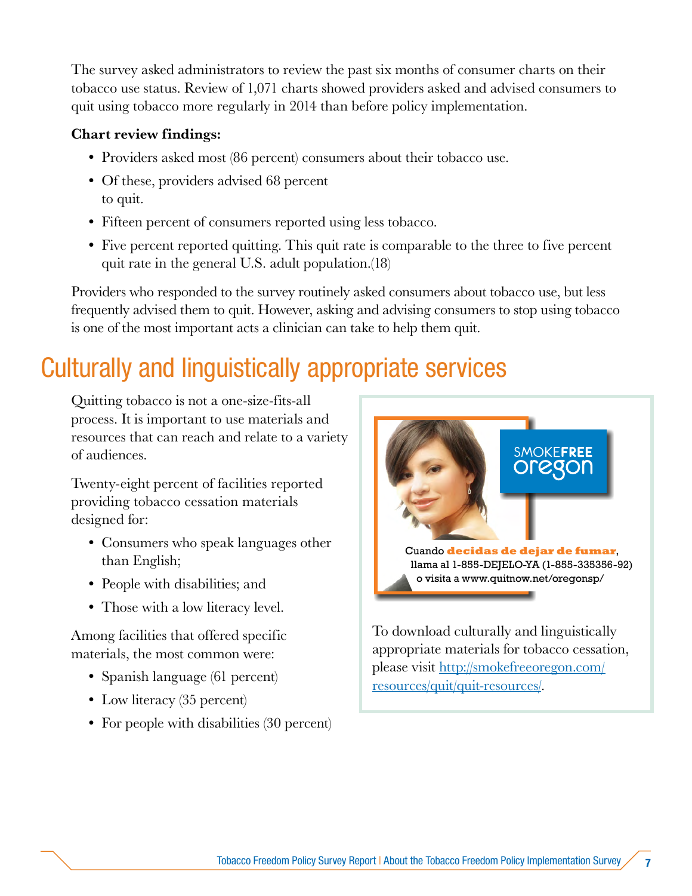The survey asked administrators to review the past six months of consumer charts on their tobacco use status. Review of 1,071 charts showed providers asked and advised consumers to quit using tobacco more regularly in 2014 than before policy implementation.

**Chart review findings:**

- Providers asked most (86 percent) consumers about their tobacco use.
- Of these, providers advised 68 percent to quit.
- Fifteen percent of consumers reported using less tobacco.
- Five percent reported quitting. This quit rate is comparable to the three to five percent quit rate in the general U.S. adult population.(18)

Providers who responded to the survey routinely asked consumers about tobacco use, but less frequently advised them to quit. However, asking and advising consumers to stop using tobacco is one of the most important acts a clinician can take to help them quit.

## Culturally and linguistically appropriate services

Quitting tobacco is not a one-size-fits-all process. It is important to use materials and resources that can reach and relate to a variety of audiences.

Twenty-eight percent of facilities reported providing tobacco cessation materials designed for:

- Consumers who speak languages other than English;
- People with disabilities; and
- Those with a low literacy level.

Among facilities that offered specific materials, the most common were:

- Spanish language (61 percent)
- Low literacy (35 percent)
- For people with disabilities (30 percent)

SMOKEFREE oregon

Cuando **decidas de dejar de fumar**, llama al 1-855-DEJELO-YA (1-855-335356-92) o visita a www.quitnow.net/oregonsp/

To download culturally and linguistically appropriate materials for tobacco cessation, please visit http://smokefreeoregon.com/resources/quit/quit-resources/.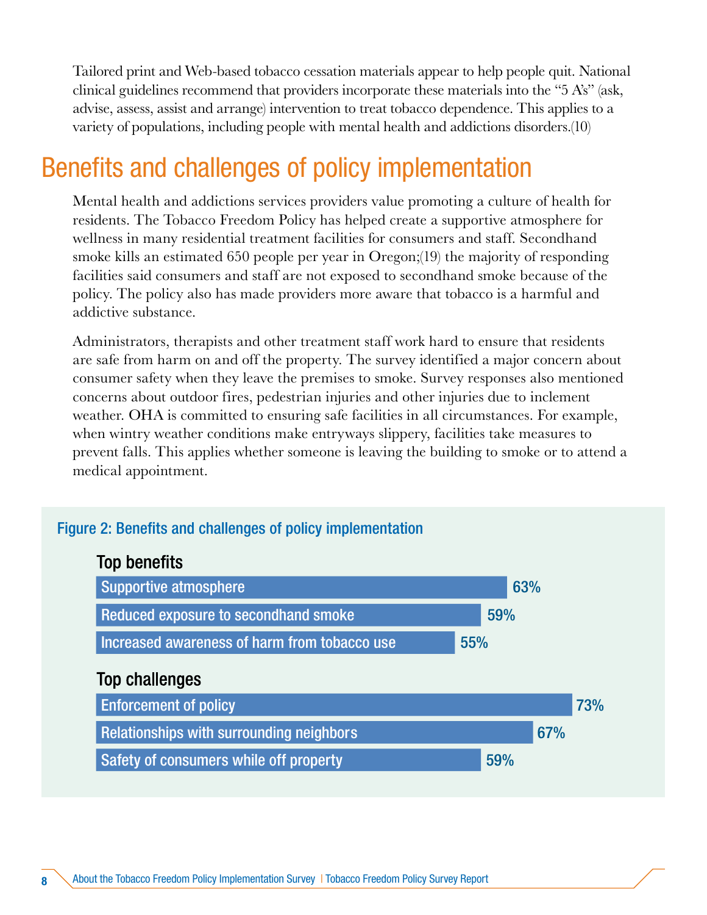Tailored print and Web-based tobacco cessation materials appear to help people quit. National clinical guidelines recommend that providers incorporate these materials into the “5 A’s” (ask, advise, assess, assist and arrange) intervention to treat tobacco dependence. This applies to a variety of populations, including people with mental health and addictions disorders.(10)

## Benefits and challenges of policy implementation

Mental health and addictions services providers value promoting a culture of health for residents. The Tobacco Freedom Policy has helped create a supportive atmosphere for wellness in many residential treatment facilities for consumers and staff. Secondhand smoke kills an estimated 650 people per year in Oregon;(19) the majority of responding facilities said consumers and staff are not exposed to secondhand smoke because of the policy. The policy also has made providers more aware that tobacco is a harmful and addictive substance.

Administrators, therapists and other treatment staff work hard to ensure that residents are safe from harm on and off the property. The survey identified a major concern about consumer safety when they leave the premises to smoke. Survey responses also mentioned concerns about outdoor fires, pedestrian injuries and other injuries due to inclement weather. OHA is committed to ensuring safe facilities in all circumstances. For example, when wintry weather conditions make entryways slippery, facilities take measures to prevent falls. This applies whether someone is leaving the building to smoke or to attend a medical appointment.

**Figure 2: Benefits and challenges of policy implementation**

**Top benefits**

| Benefit | Percent |
| --- | --- |
| Supportive atmosphere | 63% |
| Reduced exposure to secondhand smoke | 59% |
| Increased awareness of harm from tobacco use | 55% |

**Top challenges**

| Challenge | Percent |
| --- | --- |
| Enforcement of policy | 73% |
| Relationships with surrounding neighbors | 67% |
| Safety of consumers while off property | 59% |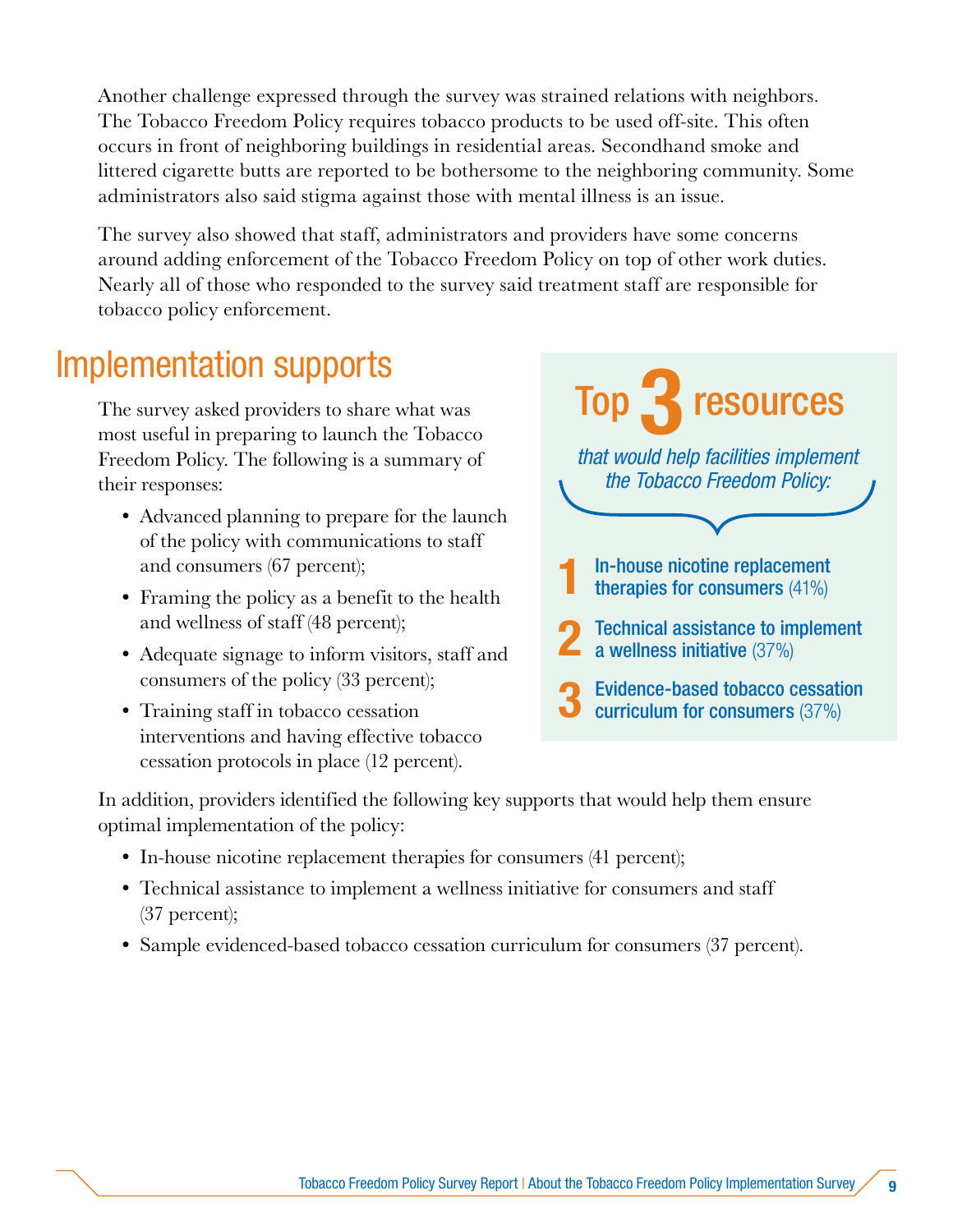Another challenge expressed through the survey was strained relations with neighbors. The Tobacco Freedom Policy requires tobacco products to be used off-site. This often occurs in front of neighboring buildings in residential areas. Secondhand smoke and littered cigarette butts are reported to be bothersome to the neighboring community. Some administrators also said stigma against those with mental illness is an issue.

The survey also showed that staff, administrators and providers have some concerns around adding enforcement of the Tobacco Freedom Policy on top of other work duties. Nearly all of those who responded to the survey said treatment staff are responsible for tobacco policy enforcement.

## Implementation supports

The survey asked providers to share what was most useful in preparing to launch the Tobacco Freedom Policy. The following is a summary of their responses:

- Advanced planning to prepare for the launch of the policy with communications to staff and consumers (67 percent);
- Framing the policy as a benefit to the health and wellness of staff (48 percent);
- Adequate signage to inform visitors, staff and consumers of the policy (33 percent);
- Training staff in tobacco cessation interventions and having effective tobacco cessation protocols in place (12 percent).

### Top 3 resources

*that would help facilities implement the Tobacco Freedom Policy:*

1. **In-house nicotine replacement therapies for consumers** (41%)
2. **Technical assistance to implement a wellness initiative** (37%)
3. **Evidence-based tobacco cessation curriculum for consumers** (37%)

In addition, providers identified the following key supports that would help them ensure optimal implementation of the policy:

- In-house nicotine replacement therapies for consumers (41 percent);
- Technical assistance to implement a wellness initiative for consumers and staff (37 percent);
- Sample evidenced-based tobacco cessation curriculum for consumers (37 percent).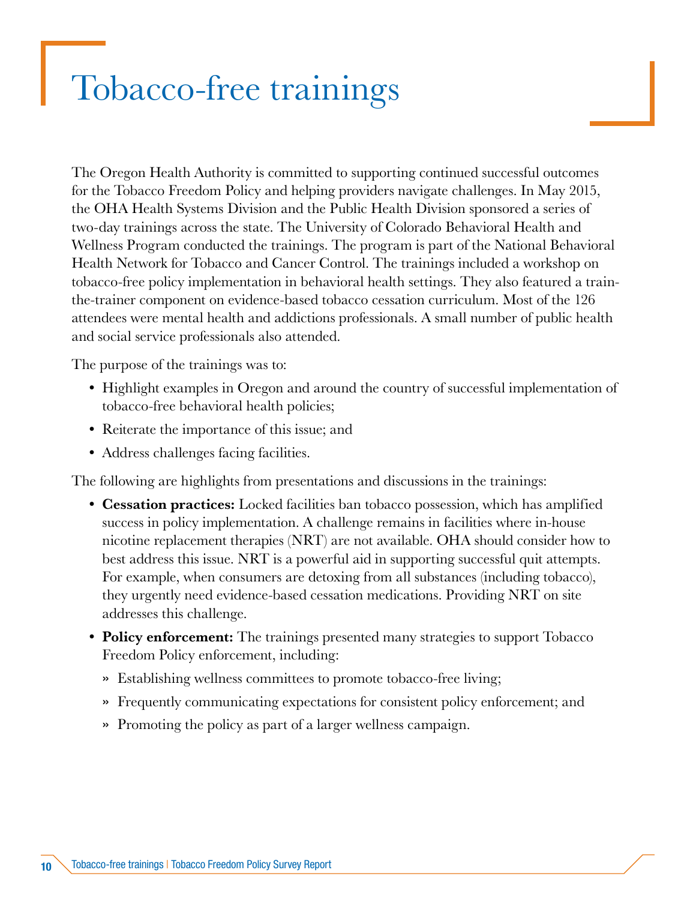# Tobacco-free trainings

The Oregon Health Authority is committed to supporting continued successful outcomes for the Tobacco Freedom Policy and helping providers navigate challenges. In May 2015, the OHA Health Systems Division and the Public Health Division sponsored a series of two-day trainings across the state. The University of Colorado Behavioral Health and Wellness Program conducted the trainings. The program is part of the National Behavioral Health Network for Tobacco and Cancer Control. The trainings included a workshop on tobacco-free policy implementation in behavioral health settings. They also featured a train-the-trainer component on evidence-based tobacco cessation curriculum. Most of the 126 attendees were mental health and addictions professionals. A small number of public health and social service professionals also attended.

The purpose of the trainings was to:

- Highlight examples in Oregon and around the country of successful implementation of tobacco-free behavioral health policies;
- Reiterate the importance of this issue; and
- Address challenges facing facilities.

The following are highlights from presentations and discussions in the trainings:

- **Cessation practices:** Locked facilities ban tobacco possession, which has amplified success in policy implementation. A challenge remains in facilities where in-house nicotine replacement therapies (NRT) are not available. OHA should consider how to best address this issue. NRT is a powerful aid in supporting successful quit attempts. For example, when consumers are detoxing from all substances (including tobacco), they urgently need evidence-based cessation medications. Providing NRT on site addresses this challenge.
- **Policy enforcement:** The trainings presented many strategies to support Tobacco Freedom Policy enforcement, including:
  - Establishing wellness committees to promote tobacco-free living;
  - Frequently communicating expectations for consistent policy enforcement; and
  - Promoting the policy as part of a larger wellness campaign.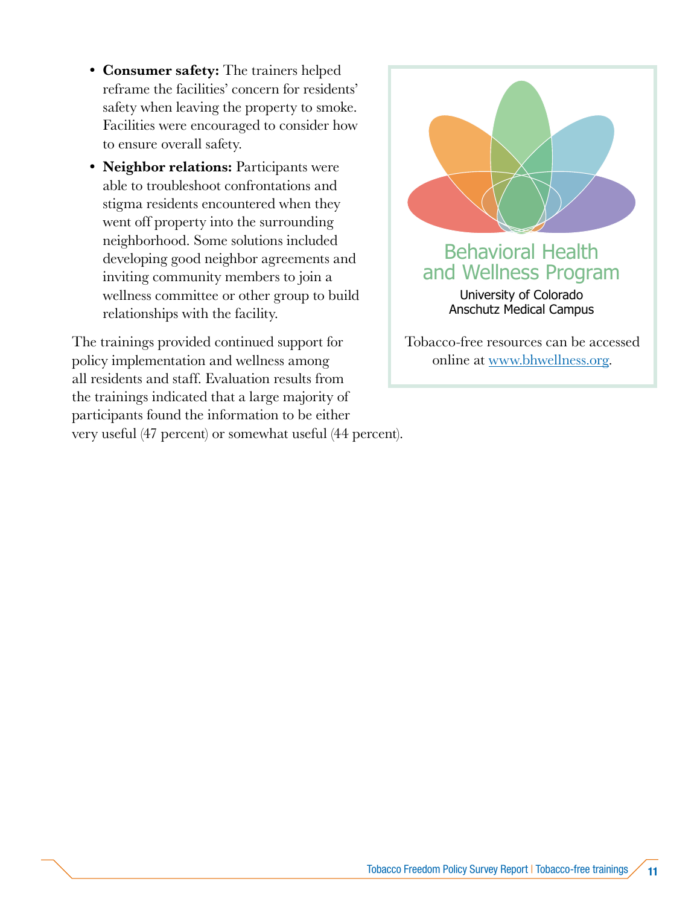- **Consumer safety:** The trainers helped reframe the facilities' concern for residents' safety when leaving the property to smoke. Facilities were encouraged to consider how to ensure overall safety.
- **Neighbor relations:** Participants were able to troubleshoot confrontations and stigma residents encountered when they went off property into the surrounding neighborhood. Some solutions included developing good neighbor agreements and inviting community members to join a wellness committee or other group to build relationships with the facility.

The trainings provided continued support for policy implementation and wellness among all residents and staff. Evaluation results from the trainings indicated that a large majority of participants found the information to be either very useful (47 percent) or somewhat useful (44 percent).

Behavioral Health and Wellness Program
University of Colorado Anschutz Medical Campus

Tobacco-free resources can be accessed online at www.bhwellness.org.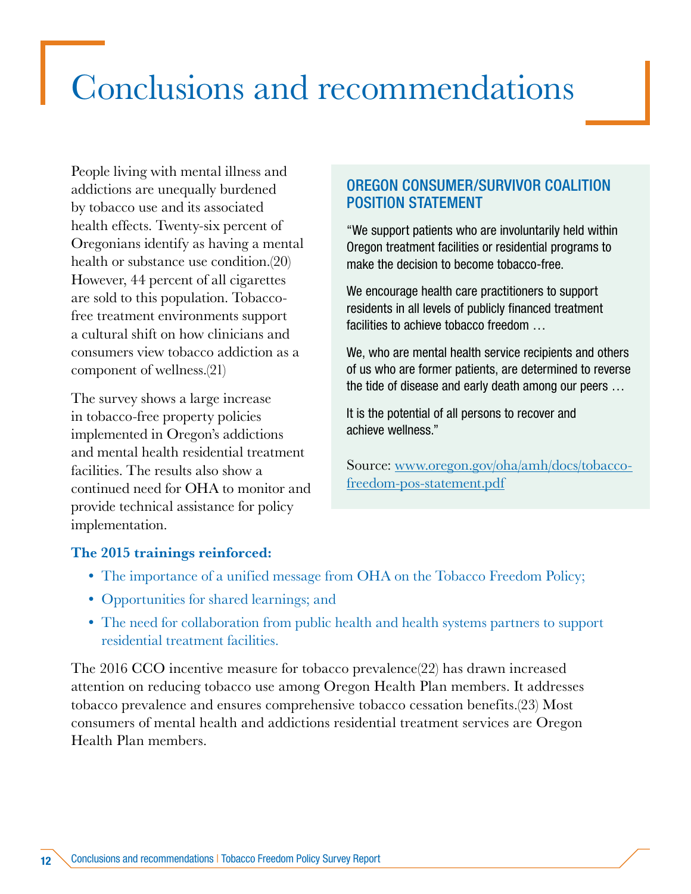# Conclusions and recommendations

People living with mental illness and addictions are unequally burdened by tobacco use and its associated health effects. Twenty-six percent of Oregonians identify as having a mental health or substance use condition.(20) However, 44 percent of all cigarettes are sold to this population. Tobacco-free treatment environments support a cultural shift on how clinicians and consumers view tobacco addiction as a component of wellness.(21)

The survey shows a large increase in tobacco-free property policies implemented in Oregon's addictions and mental health residential treatment facilities. The results also show a continued need for OHA to monitor and provide technical assistance for policy implementation.

## OREGON CONSUMER/SURVIVOR COALITION POSITION STATEMENT

"We support patients who are involuntarily held within Oregon treatment facilities or residential programs to make the decision to become tobacco-free.

We encourage health care practitioners to support residents in all levels of publicly financed treatment facilities to achieve tobacco freedom …

We, who are mental health service recipients and others of us who are former patients, are determined to reverse the tide of disease and early death among our peers …

It is the potential of all persons to recover and achieve wellness."

Source: www.oregon.gov/oha/amh/docs/tobacco-freedom-pos-statement.pdf

**The 2015 trainings reinforced:**

- The importance of a unified message from OHA on the Tobacco Freedom Policy;
- Opportunities for shared learnings; and
- The need for collaboration from public health and health systems partners to support residential treatment facilities.

The 2016 CCO incentive measure for tobacco prevalence(22) has drawn increased attention on reducing tobacco use among Oregon Health Plan members. It addresses tobacco prevalence and ensures comprehensive tobacco cessation benefits.(23) Most consumers of mental health and addictions residential treatment services are Oregon Health Plan members.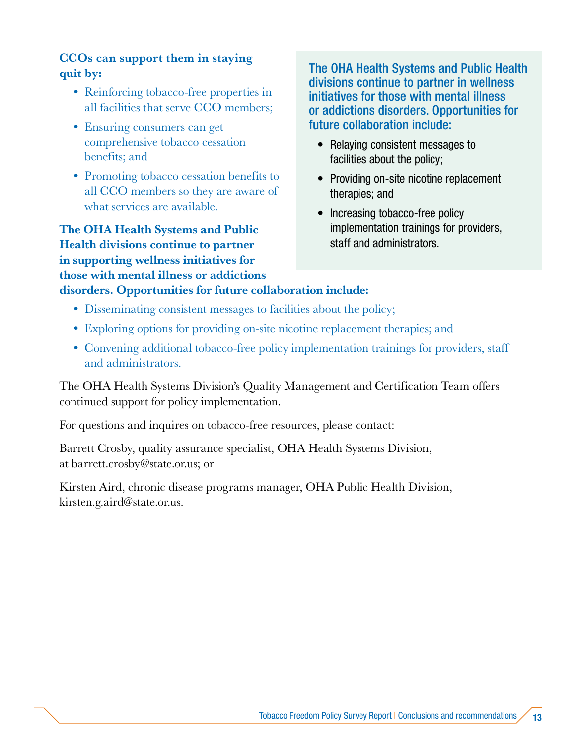**CCOs can support them in staying quit by:**

- Reinforcing tobacco-free properties in all facilities that serve CCO members;
- Ensuring consumers can get comprehensive tobacco cessation benefits; and
- Promoting tobacco cessation benefits to all CCO members so they are aware of what services are available.

**The OHA Health Systems and Public Health divisions continue to partner in supporting wellness initiatives for those with mental illness or addictions disorders. Opportunities for future collaboration include:**

- Disseminating consistent messages to facilities about the policy;
- Exploring options for providing on-site nicotine replacement therapies; and
- Convening additional tobacco-free policy implementation trainings for providers, staff and administrators.

The OHA Health Systems and Public Health divisions continue to partner in wellness initiatives for those with mental illness or addictions disorders. Opportunities for future collaboration include:

- Relaying consistent messages to facilities about the policy;
- Providing on-site nicotine replacement therapies; and
- Increasing tobacco-free policy implementation trainings for providers, staff and administrators.

The OHA Health Systems Division's Quality Management and Certification Team offers continued support for policy implementation.

For questions and inquires on tobacco-free resources, please contact:

Barrett Crosby, quality assurance specialist, OHA Health Systems Division, at barrett.crosby@state.or.us; or

Kirsten Aird, chronic disease programs manager, OHA Public Health Division, kirsten.g.aird@state.or.us.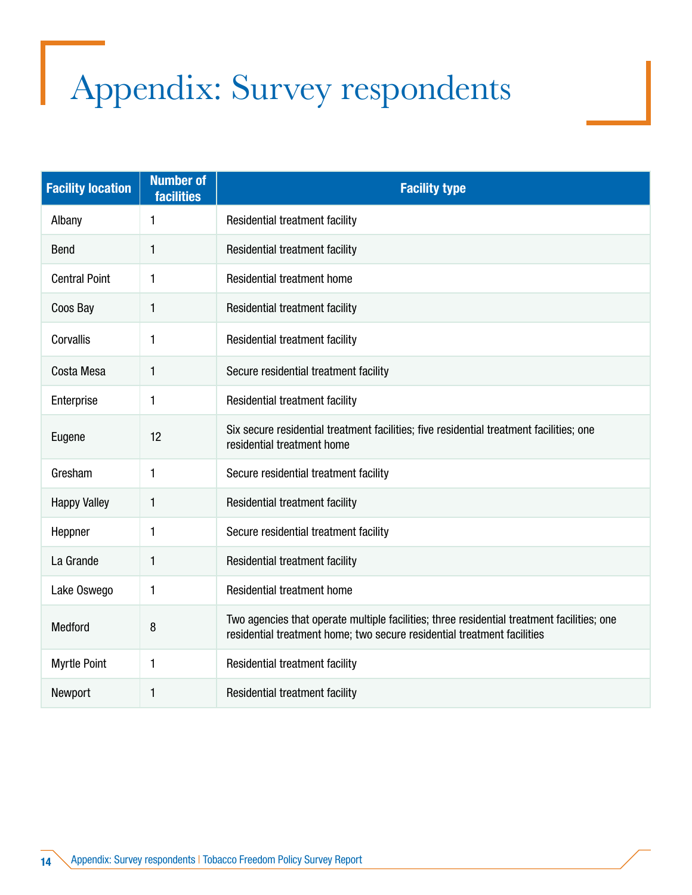# Appendix: Survey respondents

| Facility location | Number of facilities | Facility type |
|---|---|---|
| Albany | 1 | Residential treatment facility |
| Bend | 1 | Residential treatment facility |
| Central Point | 1 | Residential treatment home |
| Coos Bay | 1 | Residential treatment facility |
| Corvallis | 1 | Residential treatment facility |
| Costa Mesa | 1 | Secure residential treatment facility |
| Enterprise | 1 | Residential treatment facility |
| Eugene | 12 | Six secure residential treatment facilities; five residential treatment facilities; one residential treatment home |
| Gresham | 1 | Secure residential treatment facility |
| Happy Valley | 1 | Residential treatment facility |
| Heppner | 1 | Secure residential treatment facility |
| La Grande | 1 | Residential treatment facility |
| Lake Oswego | 1 | Residential treatment home |
| Medford | 8 | Two agencies that operate multiple facilities; three residential treatment facilities; one residential treatment home; two secure residential treatment facilities |
| Myrtle Point | 1 | Residential treatment facility |
| Newport | 1 | Residential treatment facility |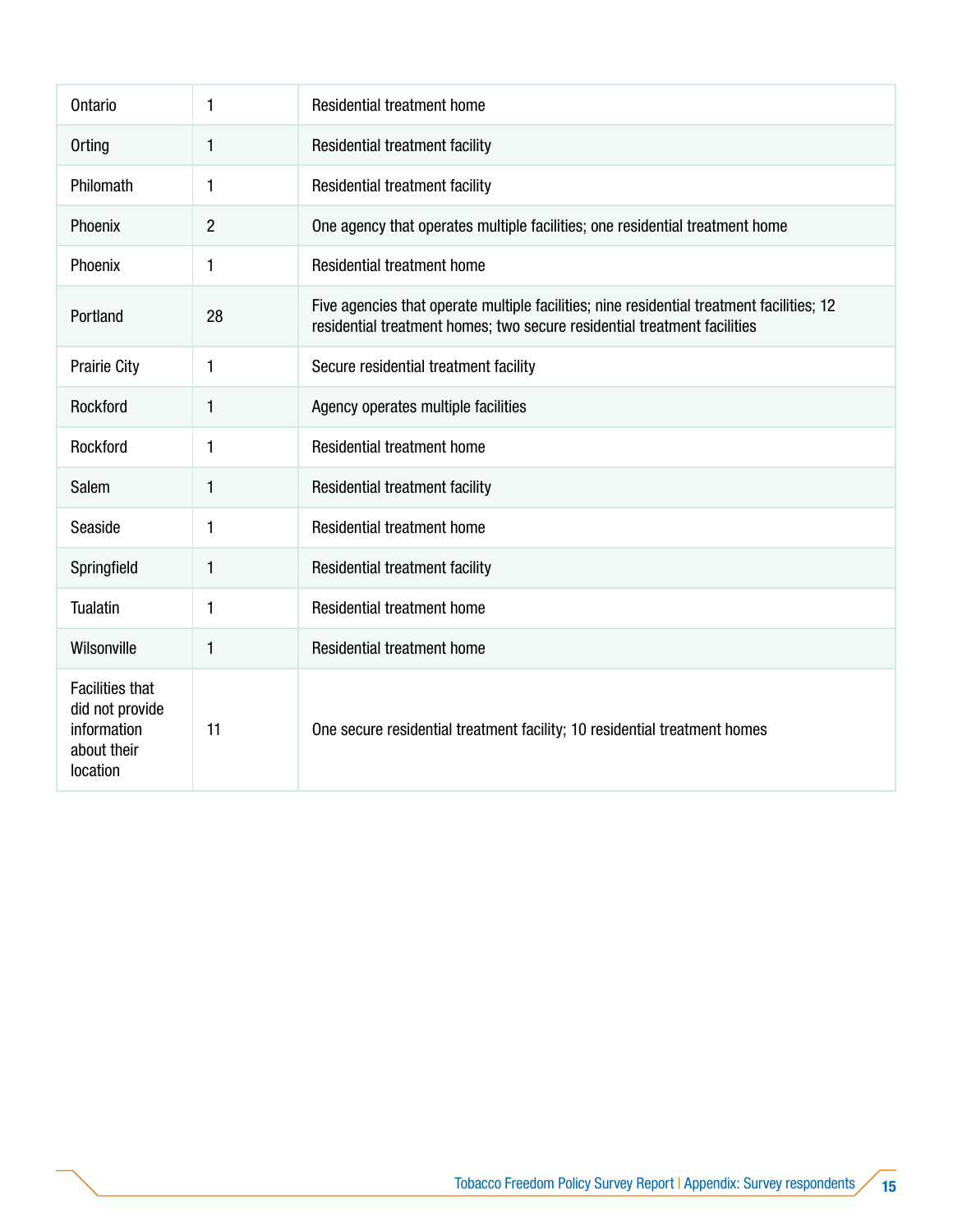| Ontario | 1 | Residential treatment home |
|---|---|---|
| Orting | 1 | Residential treatment facility |
| Philomath | 1 | Residential treatment facility |
| Phoenix | 2 | One agency that operates multiple facilities; one residential treatment home |
| Phoenix | 1 | Residential treatment home |
| Portland | 28 | Five agencies that operate multiple facilities; nine residential treatment facilities; 12 residential treatment homes; two secure residential treatment facilities |
| Prairie City | 1 | Secure residential treatment facility |
| Rockford | 1 | Agency operates multiple facilities |
| Rockford | 1 | Residential treatment home |
| Salem | 1 | Residential treatment facility |
| Seaside | 1 | Residential treatment home |
| Springfield | 1 | Residential treatment facility |
| Tualatin | 1 | Residential treatment home |
| Wilsonville | 1 | Residential treatment home |
| Facilities that did not provide information about their location | 11 | One secure residential treatment facility; 10 residential treatment homes |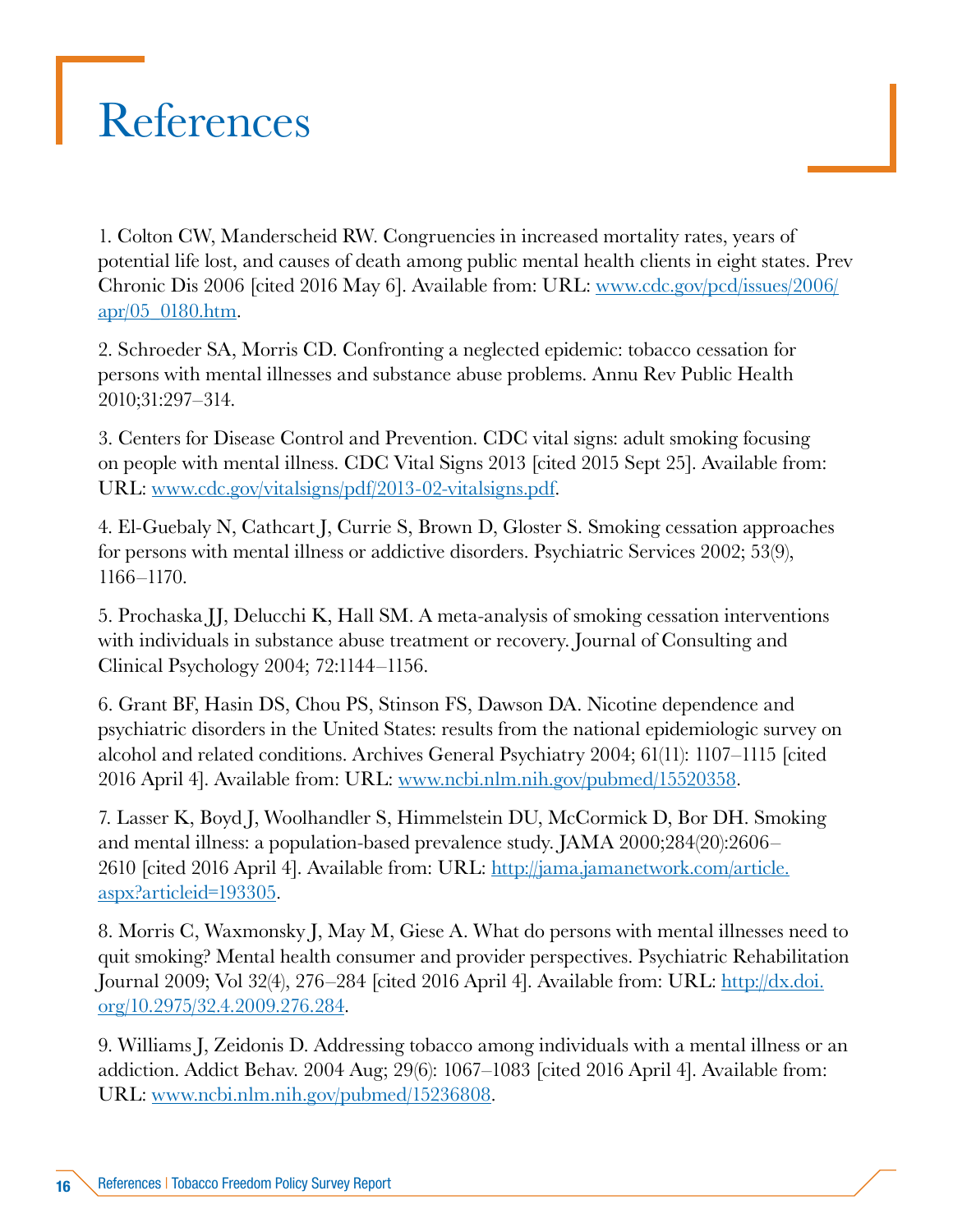# References

1. Colton CW, Manderscheid RW. Congruencies in increased mortality rates, years of potential life lost, and causes of death among public mental health clients in eight states. Prev Chronic Dis 2006 [cited 2016 May 6]. Available from: URL: www.cdc.gov/pcd/issues/2006/apr/05_0180.htm.

2. Schroeder SA, Morris CD. Confronting a neglected epidemic: tobacco cessation for persons with mental illnesses and substance abuse problems. Annu Rev Public Health 2010;31:297–314.

3. Centers for Disease Control and Prevention. CDC vital signs: adult smoking focusing on people with mental illness. CDC Vital Signs 2013 [cited 2015 Sept 25]. Available from: URL: www.cdc.gov/vitalsigns/pdf/2013-02-vitalsigns.pdf.

4. El-Guebaly N, Cathcart J, Currie S, Brown D, Gloster S. Smoking cessation approaches for persons with mental illness or addictive disorders. Psychiatric Services 2002; 53(9), 1166–1170.

5. Prochaska JJ, Delucchi K, Hall SM. A meta-analysis of smoking cessation interventions with individuals in substance abuse treatment or recovery. Journal of Consulting and Clinical Psychology 2004; 72:1144–1156.

6. Grant BF, Hasin DS, Chou PS, Stinson FS, Dawson DA. Nicotine dependence and psychiatric disorders in the United States: results from the national epidemiologic survey on alcohol and related conditions. Archives General Psychiatry 2004; 61(11): 1107–1115 [cited 2016 April 4]. Available from: URL: www.ncbi.nlm.nih.gov/pubmed/15520358.

7. Lasser K, Boyd J, Woolhandler S, Himmelstein DU, McCormick D, Bor DH. Smoking and mental illness: a population-based prevalence study. JAMA 2000;284(20):2606–2610 [cited 2016 April 4]. Available from: URL: http://jama.jamanetwork.com/article.aspx?articleid=193305.

8. Morris C, Waxmonsky J, May M, Giese A. What do persons with mental illnesses need to quit smoking? Mental health consumer and provider perspectives. Psychiatric Rehabilitation Journal 2009; Vol 32(4), 276–284 [cited 2016 April 4]. Available from: URL: http://dx.doi.org/10.2975/32.4.2009.276.284.

9. Williams J, Zeidonis D. Addressing tobacco among individuals with a mental illness or an addiction. Addict Behav. 2004 Aug; 29(6): 1067–1083 [cited 2016 April 4]. Available from: URL: www.ncbi.nlm.nih.gov/pubmed/15236808.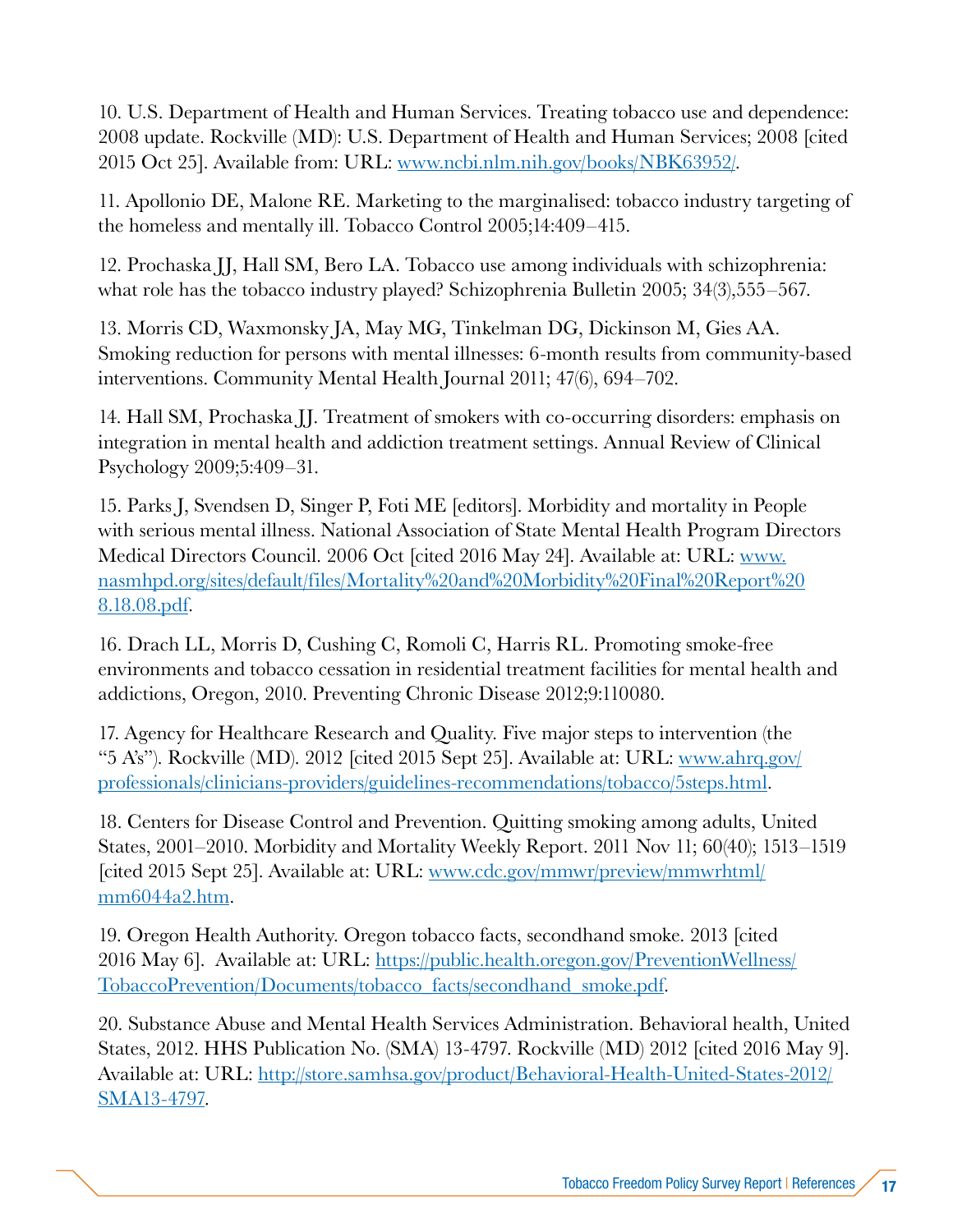10. U.S. Department of Health and Human Services. Treating tobacco use and dependence: 2008 update. Rockville (MD): U.S. Department of Health and Human Services; 2008 [cited 2015 Oct 25]. Available from: URL: www.ncbi.nlm.nih.gov/books/NBK63952/.

11. Apollonio DE, Malone RE. Marketing to the marginalised: tobacco industry targeting of the homeless and mentally ill. Tobacco Control 2005;14:409–415.

12. Prochaska JJ, Hall SM, Bero LA. Tobacco use among individuals with schizophrenia: what role has the tobacco industry played? Schizophrenia Bulletin 2005; 34(3),555–567.

13. Morris CD, Waxmonsky JA, May MG, Tinkelman DG, Dickinson M, Gies AA. Smoking reduction for persons with mental illnesses: 6-month results from community-based interventions. Community Mental Health Journal 2011; 47(6), 694–702.

14. Hall SM, Prochaska JJ. Treatment of smokers with co-occurring disorders: emphasis on integration in mental health and addiction treatment settings. Annual Review of Clinical Psychology 2009;5:409–31.

15. Parks J, Svendsen D, Singer P, Foti ME [editors]. Morbidity and mortality in People with serious mental illness. National Association of State Mental Health Program Directors Medical Directors Council. 2006 Oct [cited 2016 May 24]. Available at: URL: www.nasmhpd.org/sites/default/files/Mortality%20and%20Morbidity%20Final%20Report%208.18.08.pdf.

16. Drach LL, Morris D, Cushing C, Romoli C, Harris RL. Promoting smoke-free environments and tobacco cessation in residential treatment facilities for mental health and addictions, Oregon, 2010. Preventing Chronic Disease 2012;9:110080.

17. Agency for Healthcare Research and Quality. Five major steps to intervention (the "5 A's"). Rockville (MD). 2012 [cited 2015 Sept 25]. Available at: URL: www.ahrq.gov/professionals/clinicians-providers/guidelines-recommendations/tobacco/5steps.html.

18. Centers for Disease Control and Prevention. Quitting smoking among adults, United States, 2001–2010. Morbidity and Mortality Weekly Report. 2011 Nov 11; 60(40); 1513–1519 [cited 2015 Sept 25]. Available at: URL: www.cdc.gov/mmwr/preview/mmwrhtml/mm6044a2.htm.

19. Oregon Health Authority. Oregon tobacco facts, secondhand smoke. 2013 [cited 2016 May 6]. Available at: URL: https://public.health.oregon.gov/PreventionWellness/TobaccoPrevention/Documents/tobacco_facts/secondhand_smoke.pdf.

20. Substance Abuse and Mental Health Services Administration. Behavioral health, United States, 2012. HHS Publication No. (SMA) 13-4797. Rockville (MD) 2012 [cited 2016 May 9]. Available at: URL: http://store.samhsa.gov/product/Behavioral-Health-United-States-2012/SMA13-4797.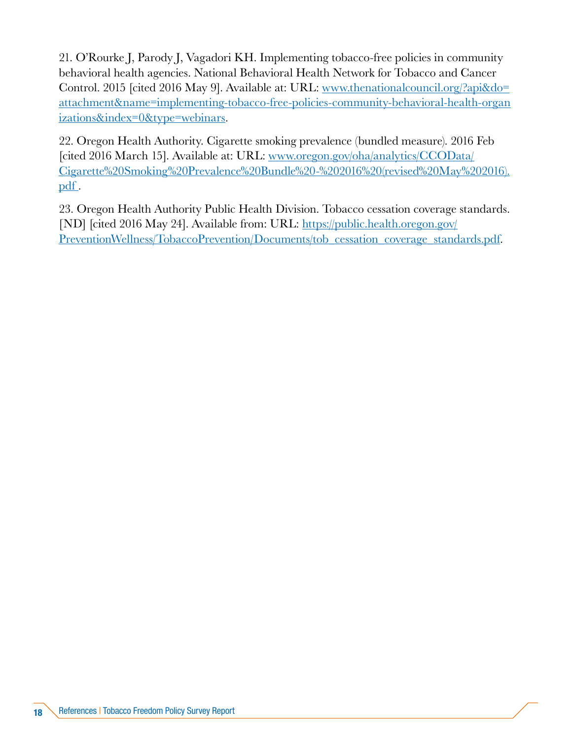21. O'Rourke J, Parody J, Vagadori KH. Implementing tobacco-free policies in community behavioral health agencies. National Behavioral Health Network for Tobacco and Cancer Control. 2015 [cited 2016 May 9]. Available at: URL: www.thenationalcouncil.org/?api&do=attachment&name=implementing-tobacco-free-policies-community-behavioral-health-organizations&index=0&type=webinars.

22. Oregon Health Authority. Cigarette smoking prevalence (bundled measure). 2016 Feb [cited 2016 March 15]. Available at: URL: www.oregon.gov/oha/analytics/CCOData/Cigarette%20Smoking%20Prevalence%20Bundle%20-%202016%20(revised%20May%202016).pdf .

23. Oregon Health Authority Public Health Division. Tobacco cessation coverage standards. [ND] [cited 2016 May 24]. Available from: URL: https://public.health.oregon.gov/PreventionWellness/TobaccoPrevention/Documents/tob_cessation_coverage_standards.pdf.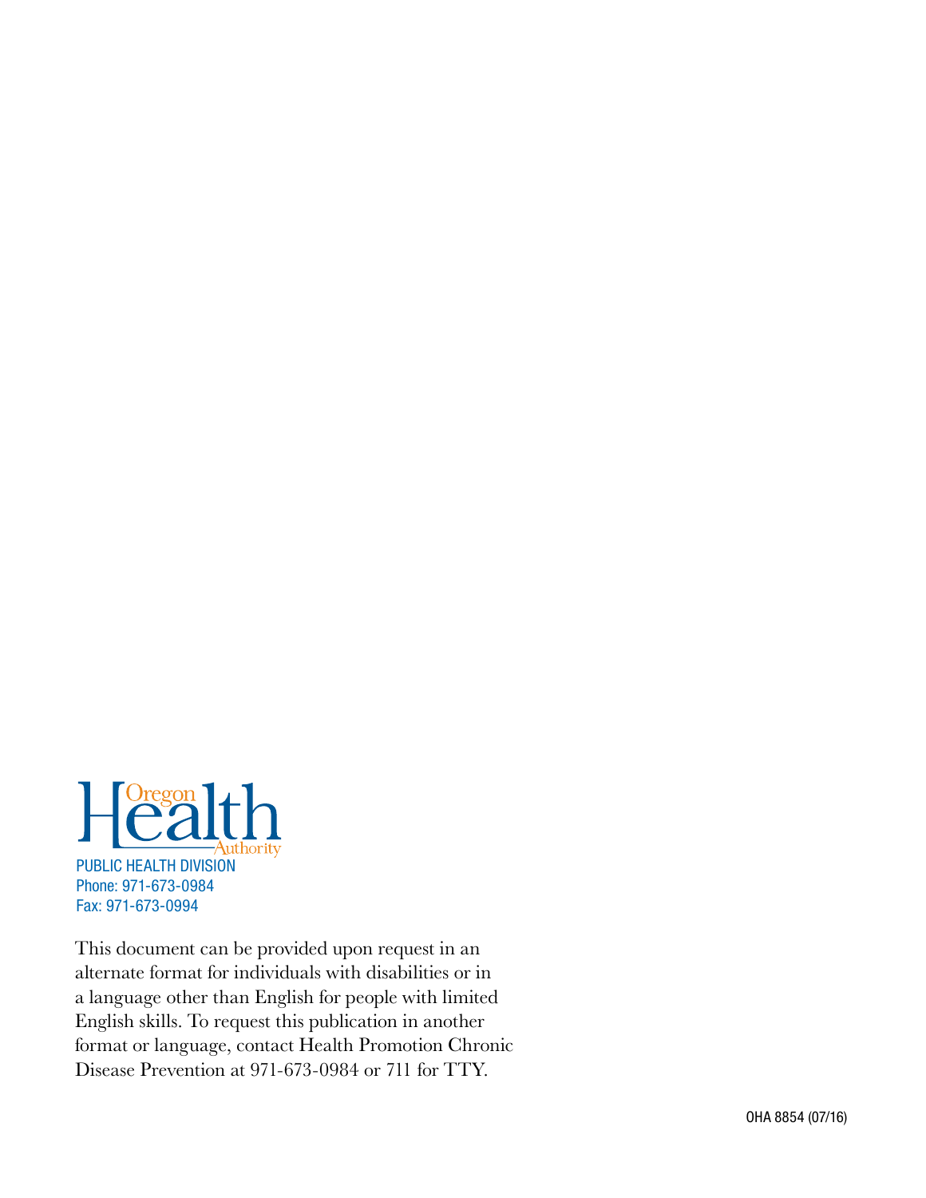Oregon Health Authority

PUBLIC HEALTH DIVISION
Phone: 971-673-0984
Fax: 971-673-0994

This document can be provided upon request in an alternate format for individuals with disabilities or in a language other than English for people with limited English skills. To request this publication in another format or language, contact Health Promotion Chronic Disease Prevention at 971-673-0984 or 711 for TTY.

OHA 8854 (07/16)